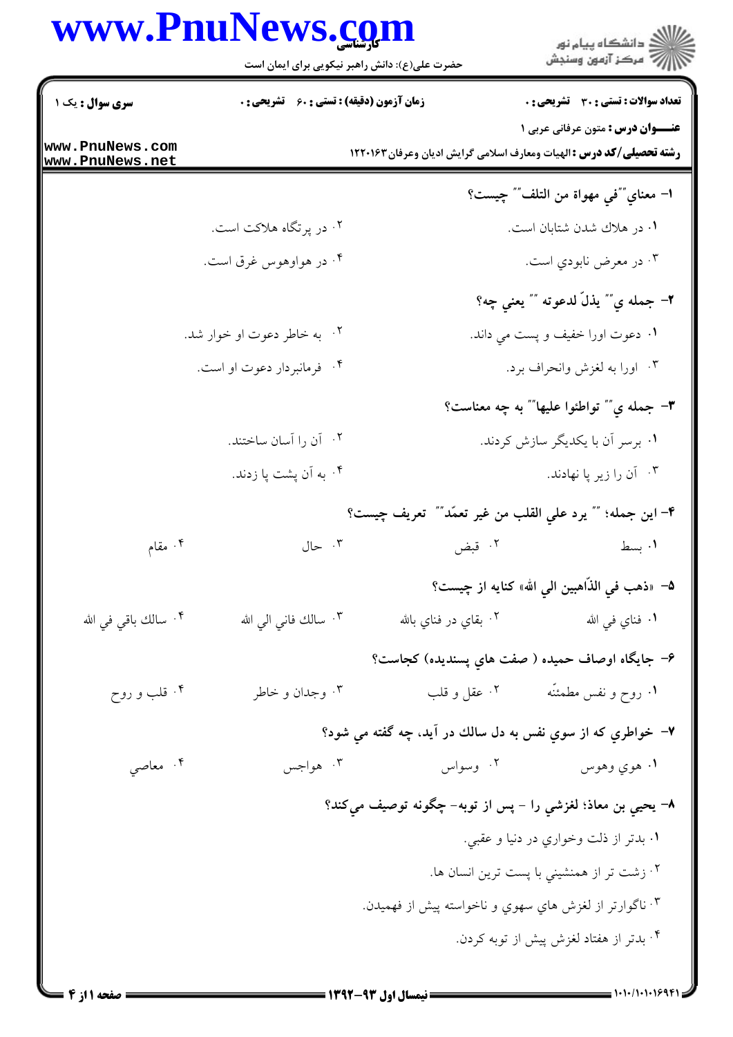تعداد سوالات : تستی : ۳۰ تشریحی : ۰ | زمان آزمون (دقیقه) : تستی : ۶۰ تشریحی : ۰ | سری سوال : یک ۱

**عنـــوان درس :** متون عرفانی عربی ۱

**رشته تحصیلی/کد درس :** الهیات ومعارف اسلامی گرایش ادیان وعرفان ۱۲۲۰۱۶۳

۱- معناي""في مهواة من التلف"" چيست؟

۱. در هلاك شدن شتابان است.
۲. در پرتگاه هلاكت است.
۳. در معرض نابودي است.
۴. در هواوهوس غرق است.

۲- جمله ي"" يذلّ لدعوته "" يعني چه؟

۱. دعوت اورا خفيف و پست مي داند.
۲. به خاطر دعوت او خوار شد.
۳. اورا به لغزش وانحراف برد.
۴. فرمانبردار دعوت او است.

۳- جمله ي"" تواطئوا عليها"" به چه معناست؟

۱. برسر آن با يكديگر سازش كردند.
۲. آن را آسان ساختند.
۳. آن را زير پا نهادند.
۴. به آن پشت پا زدند.

۴- اين جمله؛ "" يرد علي القلب من غير تعمّد"" تعريف چيست؟

۱. بسط
۲. قبض
۳. حال
۴. مقام

۵- «ذهب في الذّاهبين الي الله» كنايه از چيست؟

۱. فناي في الله
۲. بقاي در فناي بالله
۳. سالك فاني الي الله
۴. سالك باقي في الله

۶- جايگاه اوصاف حميده ( صفت هاي پسنديده) كجاست؟

۱. روح و نفس مطمئنّه
۲. عقل و قلب
۳. وجدان و خاطر
۴. قلب و روح

۷- خواطري كه از سوي نفس به دل سالك در آيد، چه گفته مي شود؟

۱. هوي وهوس
۲. وسواس
۳. هواجس
۴. معاصي

۸- يحيي بن معاذ؛ لغزشي را - پس از توبه- چگونه توصيف ميكند؟

۱. بدتر از ذلت وخواري در دنيا و عقبي.
۲. زشت تر از همنشيني با پست ترين انسان ها.
۳. ناگوارتر از لغزش هاي سهوي و ناخواسته پيش از فهميدن.
۴. بدتر از هفتاد لغزش پيش از توبه كردن.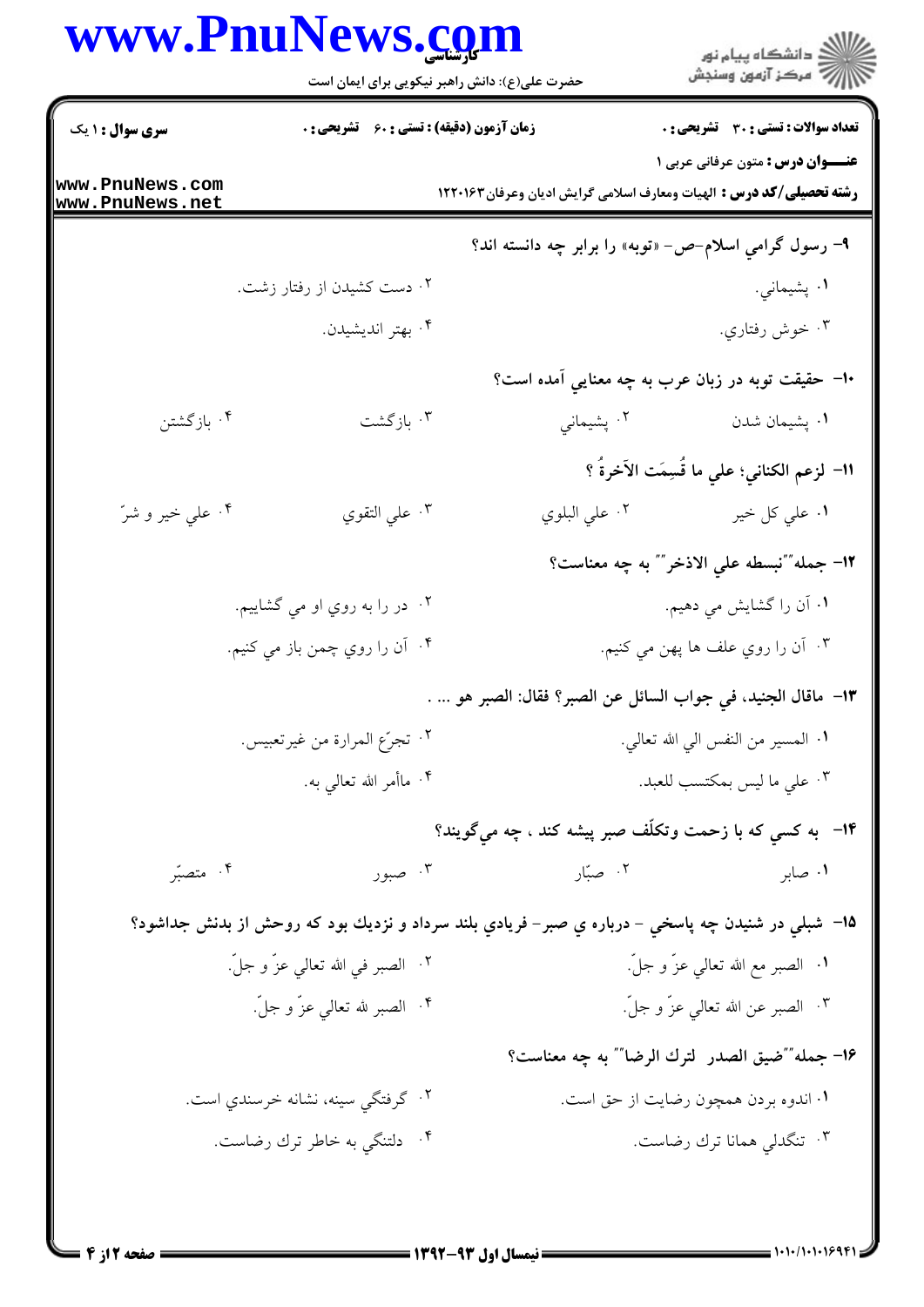۹- رسول گرامي اسلام-ص- «توبه» را برابر چه دانسته اند؟

۱. پشيماني.
۲. دست کشيدن از رفتار زشت.
۳. خوش رفتاري.
۴. بهتر انديشيدن.

۱۰- حقيقت توبه در زبان عرب به چه معنايي آمده است؟

۱. پشيمان شدن
۲. پشيماني
۳. بازگشت
۴. بازگشتن

۱۱- لزعم الكناني؛ علي ما قُسِمَت الآخرةُ ؟

۱. علي كل خير
۲. علي البلوي
۳. علي التقوي
۴. علي خير و شرّ

۱۲- جمله""نبسطه علي الاذخر"" به چه معناست؟

۱. آن را گشايش مي دهيم.
۲. در را به روي او مي گشاييم.
۳. آن را روي علف ها پهن مي كنيم.
۴. آن را روي چمن باز مي كنيم.

۱۳- ماقال الجنيد، في جواب السائل عن الصبر؟ فقال: الصبر هو ... .

۱. المسير من النفس الي الله تعالي.
۲. تجرّع المرارة من غيرتعبيس.
۳. علي ما ليس بمكتسب للعبد.
۴. مأامر الله تعالي به.

۱۴- به كسي كه با زحمت وتكلّف صبر پيشه كند ، چه مي‌گويند؟

۱. صابر
۲. صبّار
۳. صبور
۴. متصبّر

۱۵- شبلي در شنيدن چه پاسخي - درباره ي صبر- فريادي بلند سرداد و نزديك بود كه روحش از بدنش جداشود؟

۱. الصبر مع الله تعالي عزّ و جلّ.
۲. الصبر في الله تعالي عزّ و جلّ.
۳. الصبر عن الله تعالي عزّ و جلّ.
۴. الصبر لله تعالي عزّ و جلّ.

۱۶- جمله""ضيق الصدر لترك الرضا"" به چه معناست؟

۱. اندوه بردن همچون رضايت از حق است.
۲. گرفتگي سينه، نشانه خرسندي است.
۳. تنگدلي همانا ترك رضاست.
۴. دلتنگي به خاطر ترك رضاست.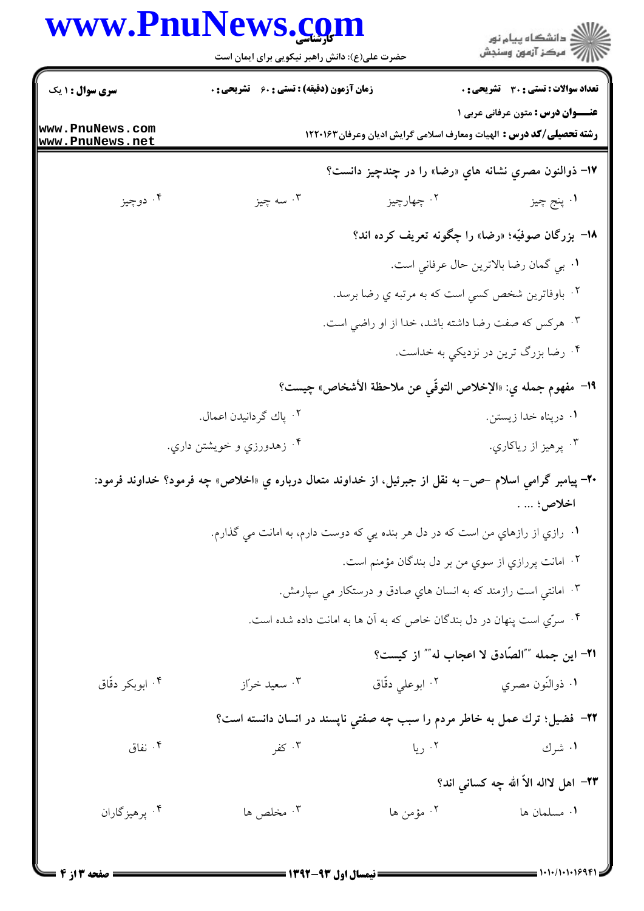۱۷- ذوالنون مصري نشانه هاي «رضا» را در چندچيز دانست؟

۱. پنج چيز
۲. چهارچيز
۳. سه چيز
۴. دوچيز

۱۸- بزرگان صوفيّه؛ «رضا» را چگونه تعريف كرده اند؟

۱. بي گمان رضا بالاترين حال عرفاني است.
۲. باوفاترين شخص كسي است كه به مرتبه ي رضا برسد.
۳. هركس كه صفت رضا داشته باشد، خدا از او راضي است.
۴. رضا بزرگ ترين در نزديكي به خداست.

۱۹- مفهوم جمله ي: «الإخلاص التوقّي عن ملاحظة الأشخاص» چيست؟

۱. درپناه خدا زيستن.
۲. پاك گردانيدن اعمال.
۳. پرهيز از رياكاري.
۴. زهدورزي و خويشتن داري.

۲۰- پيامبر گرامي اسلام -ص- به نقل از جبرئيل، از خداوند متعال درباره ي «اخلاص» چه فرمود؟ خداوند فرمود: اخلاص؛ ... .

۱. رازي از رازهاي من است كه در دل هر بنده يي كه دوست دارم، به امانت مي گذارم.
۲. امانت پررازي از سوي من بر دل بندگان مؤمنم است.
۳. امانتي است رازمند كه به انسان هاي صادق و درستكار مي سپارمش.
۴. سرّي است پنهان در دل بندگان خاص كه به آن ها به امانت داده شده است.

۲۱- اين جمله ""الصّادق لا اعجاب له"" از كيست؟

۱. ذوالنّون مصري
۲. ابوعلي دقّاق
۳. سعيد خرّاز
۴. ابوبكر دقّاق

۲۲- فضيل؛ ترك عمل به خاطر مردم را سبب چه صفتي ناپسند در انسان دانسته است؟

۱. شرك
۲. ريا
۳. كفر
۴. نفاق

۲۳- اهل لااله الاّ الله چه كساني اند؟

۱. مسلمان ها
۲. مؤمن ها
۳. مخلص ها
۴. پرهيزگاران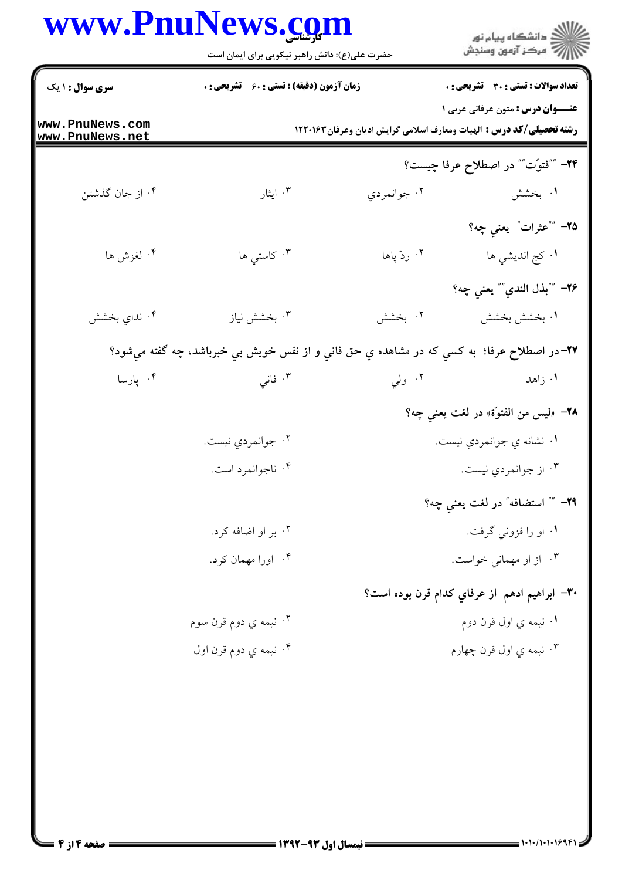۲۴- ""فتوّت"" در اصطلاح عرفا چيست؟

۱. بخشش
۲. جوانمردي
۳. ايثار
۴. از جان گذشتن

۲۵- ""عثرات" يعني چه؟

۱. كج انديشي ها
۲. ردّ پاها
۳. كاستي ها
۴. لغزش ها

۲۶- ""بذل الندي"" يعني چه؟

۱. بخشش بخشش
۲. بخشش
۳. بخشش نياز
۴. نداي بخشش

۲۷- در اصطلاح عرفا؛ به كسي كه در مشاهده ي حق فاني و از نفس خويش بي خبرباشد، چه گفته مي‌شود؟

۱. زاهد
۲. ولي
۳. فاني
۴. پارسا

۲۸- «ليس من الفتوّة» در لغت يعني چه؟

۱. نشانه ي جوانمردي نيست.
۲. جوانمردي نيست.
۳. از جوانمردي نيست.
۴. ناجوانمرد است.

۲۹- "" استضافه" در لغت يعني چه؟

۱. او را فزوني گرفت.
۲. بر او اضافه كرد.
۳. از او مهماني خواست.
۴. اورا مهمان كرد.

۳۰- ابراهيم ادهم از عرفاي كدام قرن بوده است؟

۱. نيمه ي اول قرن دوم
۲. نيمه ي دوم قرن سوم
۳. نيمه ي اول قرن چهارم
۴. نيمه ي دوم قرن اول